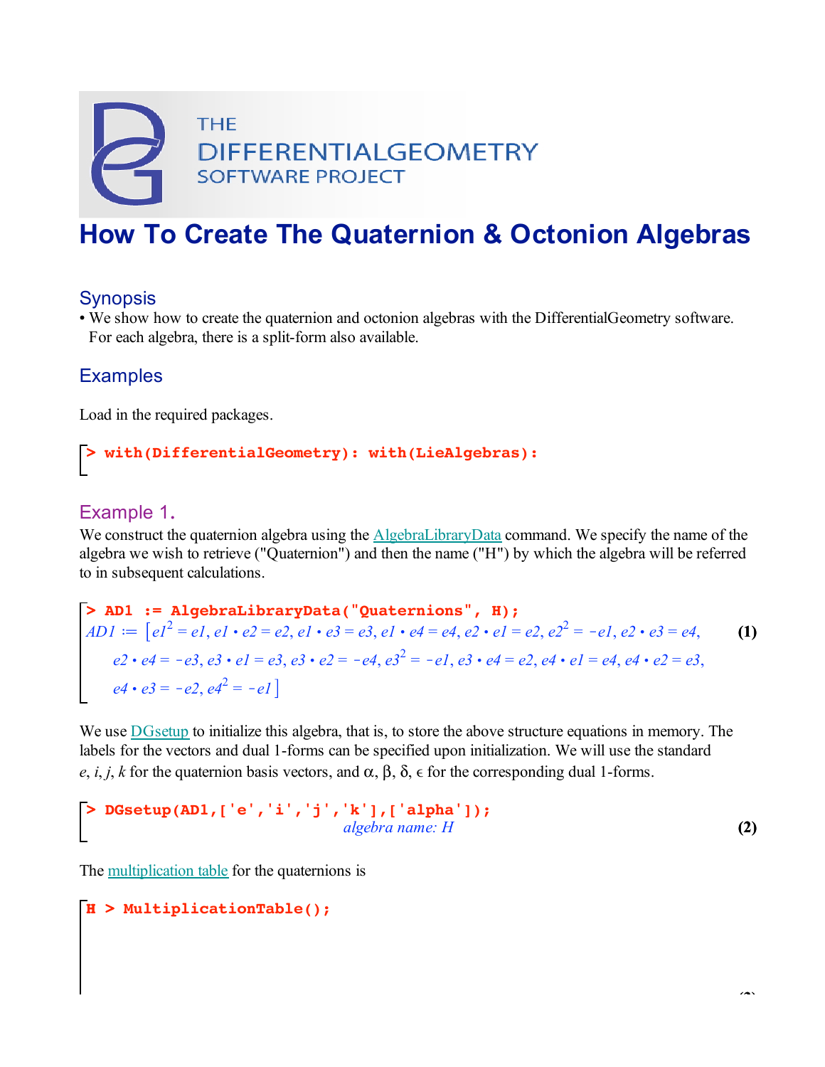THE DIFFERENTIALGEOMETRY SOFTWARE PROJECT

# How To Create The Quaternion & Octonion Algebras

## Synopsis

- We show how to create the quaternion and octonion algebras with the DifferentialGeometry software. For each algebra, there is a split-form also available.

## Examples

Load in the required packages.

```
> with(DifferentialGeometry): with(LieAlgebras):
```

### Example 1.

We construct the quaternion algebra using the AlgebraLibraryData command. We specify the name of the algebra we wish to retrieve ("Quaternion") and then the name ("H") by which the algebra will be referred to in subsequent calculations.

```
> AD1 := AlgebraLibraryData("Quaternions", H);
```

$$AD1 := [e1^2 = e1, e1 \cdot e2 = e2, e1 \cdot e3 = e3, e1 \cdot e4 = e4, e2 \cdot e1 = e2, e2^2 = -e1, e2 \cdot e3 = e4, e2 \cdot e4 = -e3, e3 \cdot e1 = e3, e3 \cdot e2 = -e4, e3^2 = -e1, e3 \cdot e4 = e2, e4 \cdot e1 = e4, e4 \cdot e2 = e3, e4 \cdot e3 = -e2, e4^2 = -e1] \quad (1)$$

We use DGsetup to initialize this algebra, that is, to store the above structure equations in memory. The labels for the vectors and dual 1-forms can be specified upon initialization. We will use the standard $e, i, j, k$ for the quaternion basis vectors, and $\alpha, \beta, \delta, \epsilon$ for the corresponding dual 1-forms.

```
> DGsetup(AD1,['e','i','j','k'],['alpha']);
```

*algebra name: H* **(2)**

The multiplication table for the quaternions is

```
H > MultiplicationTable();
```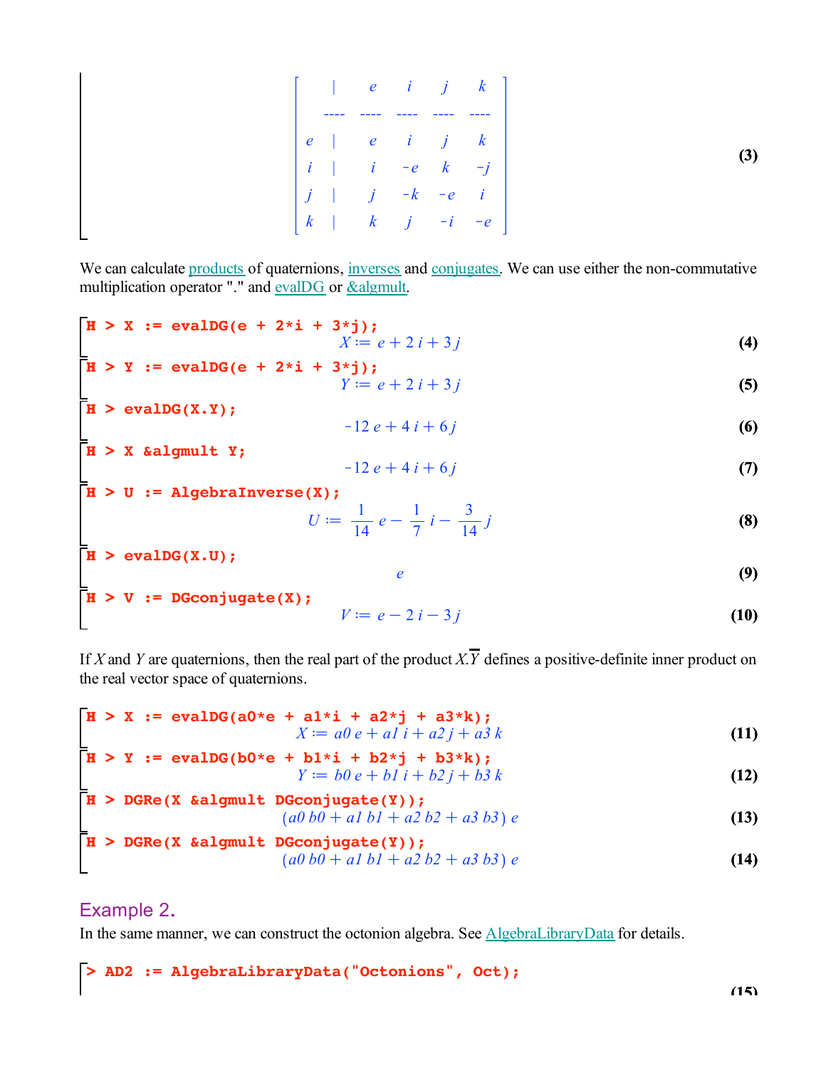$$\begin{bmatrix} & | & e & i & j & k \\ ---- & ---- & ---- & ---- & ---- & ---- \\ e & | & e & i & j & k \\ i & | & i & -e & k & -j \\ j & | & j & -k & -e & i \\ k & | & k & j & -i & -e \end{bmatrix} \quad (3)$$

We can calculate products of quaternions, inverses and conjugates. We can use either the non-commutative multiplication operator "." and evalDG or &algmult.

```
H > X := evalDG(e + 2*i + 3*j);
```

$$X := e + 2\,i + 3\,j \quad (4)$$

```
H > Y := evalDG(e + 2*i + 3*j);
```

$$Y := e + 2\,i + 3\,j \quad (5)$$

```
H > evalDG(X.Y);
```

$$-12\,e + 4\,i + 6\,j \quad (6)$$

```
H > X &algmult Y;
```

$$-12\,e + 4\,i + 6\,j \quad (7)$$

```
H > U := AlgebraInverse(X);
```

$$U := \frac{1}{14}\,e - \frac{1}{7}\,i - \frac{3}{14}\,j \quad (8)$$

```
H > evalDG(X.U);
```

$$e \quad (9)$$

```
H > V := DGconjugate(X);
```

$$V := e - 2\,i - 3\,j \quad (10)$$

If $X$ and $Y$ are quaternions, then the real part of the product $X.\overline{Y}$ defines a positive-definite inner product on the real vector space of quaternions.

```
H > X := evalDG(a0*e + a1*i + a2*j + a3*k);
```

$$X := a0\,e + a1\,i + a2\,j + a3\,k \quad (11)$$

```
H > Y := evalDG(b0*e + b1*i + b2*j + b3*k);
```

$$Y := b0\,e + b1\,i + b2\,j + b3\,k \quad (12)$$

```
H > DGRe(X &algmult DGconjugate(Y));
```

$$(a0\,b0 + a1\,b1 + a2\,b2 + a3\,b3)\,e \quad (13)$$

```
H > DGRe(X &algmult DGconjugate(Y));
```

$$(a0\,b0 + a1\,b1 + a2\,b2 + a3\,b3)\,e \quad (14)$$

## Example 2.

In the same manner, we can construct the octonion algebra. See AlgebraLibraryData for details.

```
> AD2 := AlgebraLibraryData("Octonions", Oct);
```

(15)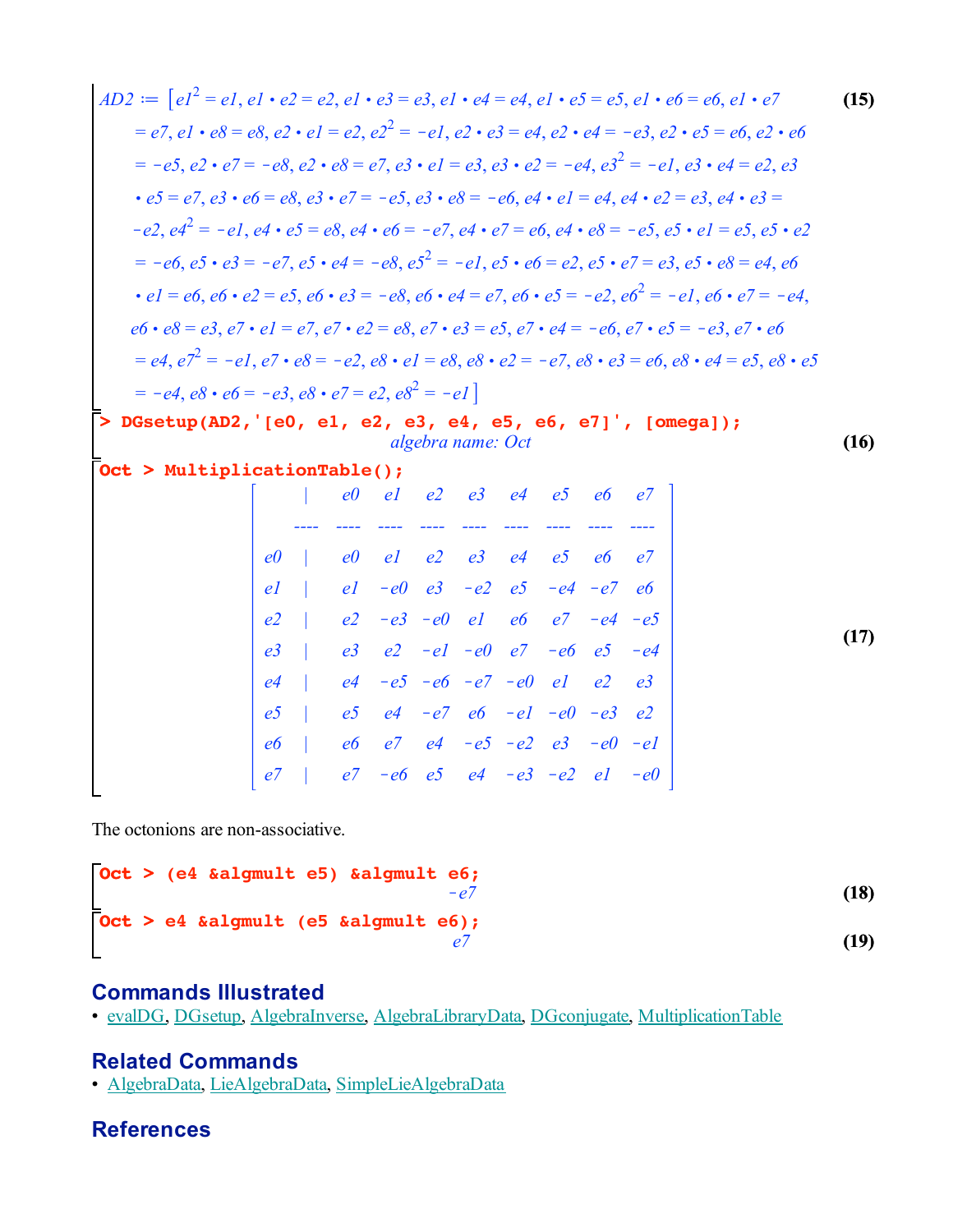$$AD2 := \left[e1^2 = e1, e1 \cdot e2 = e2, e1 \cdot e3 = e3, e1 \cdot e4 = e4, e1 \cdot e5 = e5, e1 \cdot e6 = e6, e1 \cdot e7 = e7, e1 \cdot e8 = e8, e2 \cdot e1 = e2, e2^2 = -e1, e2 \cdot e3 = e4, e2 \cdot e4 = -e3, e2 \cdot e5 = e6, e2 \cdot e6 = -e5, e2 \cdot e7 = -e8, e2 \cdot e8 = e7, e3 \cdot e1 = e3, e3 \cdot e2 = -e4, e3^2 = -e1, e3 \cdot e4 = e2, e3 \cdot e5 = e7, e3 \cdot e6 = e8, e3 \cdot e7 = -e5, e3 \cdot e8 = -e6, e4 \cdot e1 = e4, e4 \cdot e2 = e3, e4 \cdot e3 = -e2, e4^2 = -e1, e4 \cdot e5 = e8, e4 \cdot e6 = -e7, e4 \cdot e7 = e6, e4 \cdot e8 = -e5, e5 \cdot e1 = e5, e5 \cdot e2 = -e6, e5 \cdot e3 = -e7, e5 \cdot e4 = -e8, e5^2 = -e1, e5 \cdot e6 = e2, e5 \cdot e7 = e3, e5 \cdot e8 = e4, e6 \cdot e1 = e6, e6 \cdot e2 = e5, e6 \cdot e3 = -e8, e6 \cdot e4 = e7, e6 \cdot e5 = -e2, e6^2 = -e1, e6 \cdot e7 = -e4, e6 \cdot e8 = e3, e7 \cdot e1 = e7, e7 \cdot e2 = e8, e7 \cdot e3 = e5, e7 \cdot e4 = -e6, e7 \cdot e5 = -e3, e7 \cdot e6 = e4, e7^2 = -e1, e7 \cdot e8 = -e2, e8 \cdot e1 = e8, e8 \cdot e2 = -e7, e8 \cdot e3 = e6, e8 \cdot e4 = e5, e8 \cdot e5 = -e4, e8 \cdot e6 = -e3, e8 \cdot e7 = e2, e8^2 = -e1\right] \quad (15)$$

```
> DGsetup(AD2,'[e0, e1, e2, e3, e4, e5, e6, e7]', [omega]);
```

algebra name: *Oct* **(16)**

```
Oct > MultiplicationTable();
```

|  | e0 | e1 | e2 | e3 | e4 | e5 | e6 | e7 |
|---|---|---|---|---|---|---|---|---|
| e0 | e0 | e1 | e2 | e3 | e4 | e5 | e6 | e7 |
| e1 | e1 | -e0 | e3 | -e2 | e5 | -e4 | -e7 | e6 |
| e2 | e2 | -e3 | -e0 | e1 | e6 | e7 | -e4 | -e5 |
| e3 | e3 | e2 | -e1 | -e0 | e7 | -e6 | e5 | -e4 |
| e4 | e4 | -e5 | -e6 | -e7 | -e0 | e1 | e2 | e3 |
| e5 | e5 | e4 | -e7 | e6 | -e1 | -e0 | -e3 | e2 |
| e6 | e6 | e7 | e4 | -e5 | -e2 | e3 | -e0 | -e1 |
| e7 | e7 | -e6 | e5 | e4 | -e3 | -e2 | e1 | -e0 |

**(17)**

The octonions are non-associative.

```
Oct > (e4 &algmult e5) &algmult e6;
```

$-e7$ **(18)**

```
Oct > e4 &algmult (e5 &algmult e6);
```

$e7$ **(19)**

## Commands Illustrated

- evalDG, DGsetup, AlgebraInverse, AlgebraLibraryData, DGconjugate, MultiplicationTable

## Related Commands

- AlgebraData, LieAlgebraData, SimpleLieAlgebraData

## References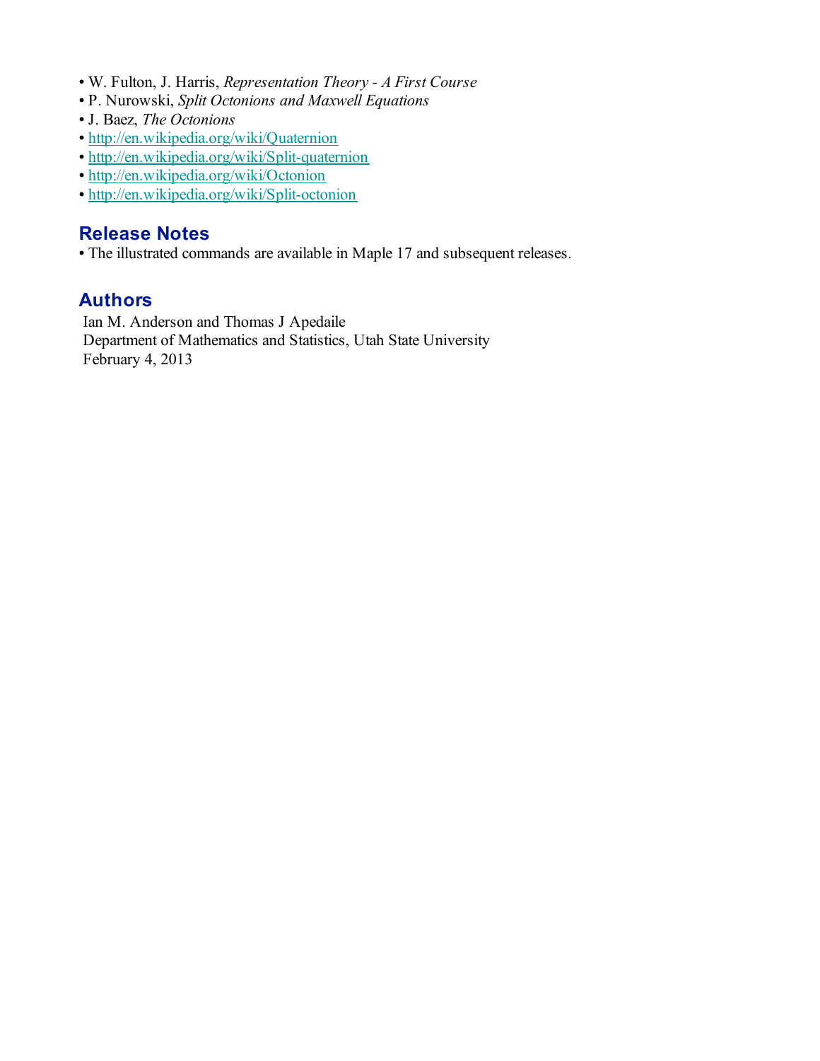- W. Fulton, J. Harris, *Representation Theory - A First Course*
- P. Nurowski, *Split Octonions and Maxwell Equations*
- J. Baez, *The Octonions*
- http://en.wikipedia.org/wiki/Quaternion
- http://en.wikipedia.org/wiki/Split-quaternion
- http://en.wikipedia.org/wiki/Octonion
- http://en.wikipedia.org/wiki/Split-octonion

## Release Notes

- The illustrated commands are available in Maple 17 and subsequent releases.

## Authors

Ian M. Anderson and Thomas J Apedaile
Department of Mathematics and Statistics, Utah State University
February 4, 2013